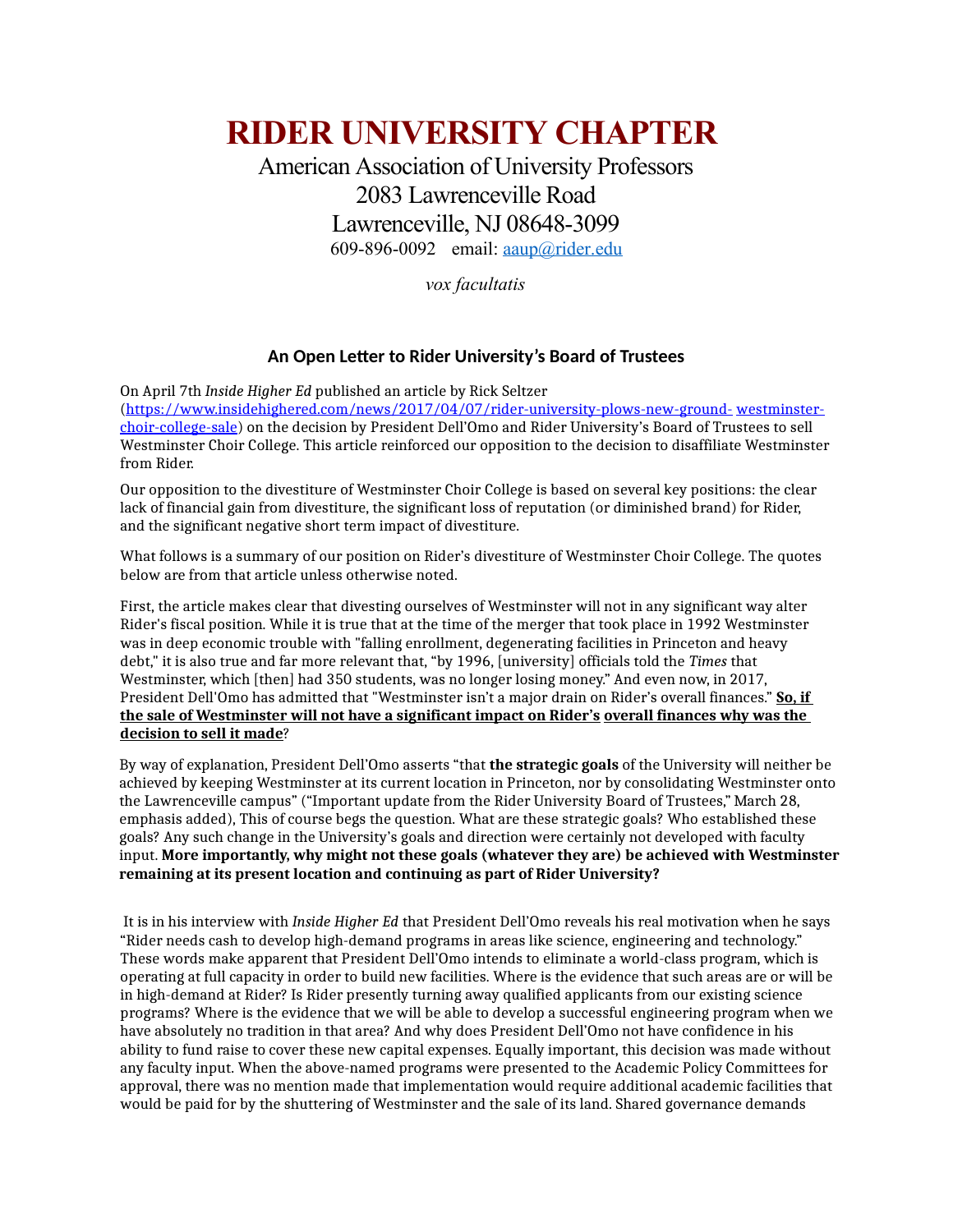# RIDER UNIVERSITY CHAPTER

American Association of University Professors
2083 Lawrenceville Road
Lawrenceville, NJ 08648-3099
609-896-0092 email: [aaup@rider.edu](mailto:aaup@rider.edu)

*vox facultatis*

## An Open Letter to Rider University's Board of Trustees

On April 7th *Inside Higher Ed* published an article by Rick Seltzer ([https://www.insidehighered.com/news/2017/04/07/rider-university-plows-new-ground-westminster-choir-college-sale](https://www.insidehighered.com/news/2017/04/07/rider-university-plows-new-ground-westminster-choir-college-sale)) on the decision by President Dell'Omo and Rider University's Board of Trustees to sell Westminster Choir College. This article reinforced our opposition to the decision to disaffiliate Westminster from Rider.

Our opposition to the divestiture of Westminster Choir College is based on several key positions: the clear lack of financial gain from divestiture, the significant loss of reputation (or diminished brand) for Rider, and the significant negative short term impact of divestiture.

What follows is a summary of our position on Rider's divestiture of Westminster Choir College. The quotes below are from that article unless otherwise noted.

First, the article makes clear that divesting ourselves of Westminster will not in any significant way alter Rider's fiscal position. While it is true that at the time of the merger that took place in 1992 Westminster was in deep economic trouble with "falling enrollment, degenerating facilities in Princeton and heavy debt," it is also true and far more relevant that, "by 1996, [university] officials told the *Times* that Westminster, which [then] had 350 students, was no longer losing money." And even now, in 2017, President Dell'Omo has admitted that "Westminster isn't a major drain on Rider's overall finances." **So, if the sale of Westminster will not have a significant impact on Rider's overall finances why was the decision to sell it made**?

By way of explanation, President Dell'Omo asserts "that **the strategic goals** of the University will neither be achieved by keeping Westminster at its current location in Princeton, nor by consolidating Westminster onto the Lawrenceville campus" ("Important update from the Rider University Board of Trustees," March 28, emphasis added), This of course begs the question. What are these strategic goals? Who established these goals? Any such change in the University's goals and direction were certainly not developed with faculty input. **More importantly, why might not these goals (whatever they are) be achieved with Westminster remaining at its present location and continuing as part of Rider University?**

It is in his interview with *Inside Higher Ed* that President Dell'Omo reveals his real motivation when he says "Rider needs cash to develop high-demand programs in areas like science, engineering and technology." These words make apparent that President Dell'Omo intends to eliminate a world-class program, which is operating at full capacity in order to build new facilities. Where is the evidence that such areas are or will be in high-demand at Rider? Is Rider presently turning away qualified applicants from our existing science programs? Where is the evidence that we will be able to develop a successful engineering program when we have absolutely no tradition in that area? And why does President Dell'Omo not have confidence in his ability to fund raise to cover these new capital expenses. Equally important, this decision was made without any faculty input. When the above-named programs were presented to the Academic Policy Committees for approval, there was no mention made that implementation would require additional academic facilities that would be paid for by the shuttering of Westminster and the sale of its land. Shared governance demands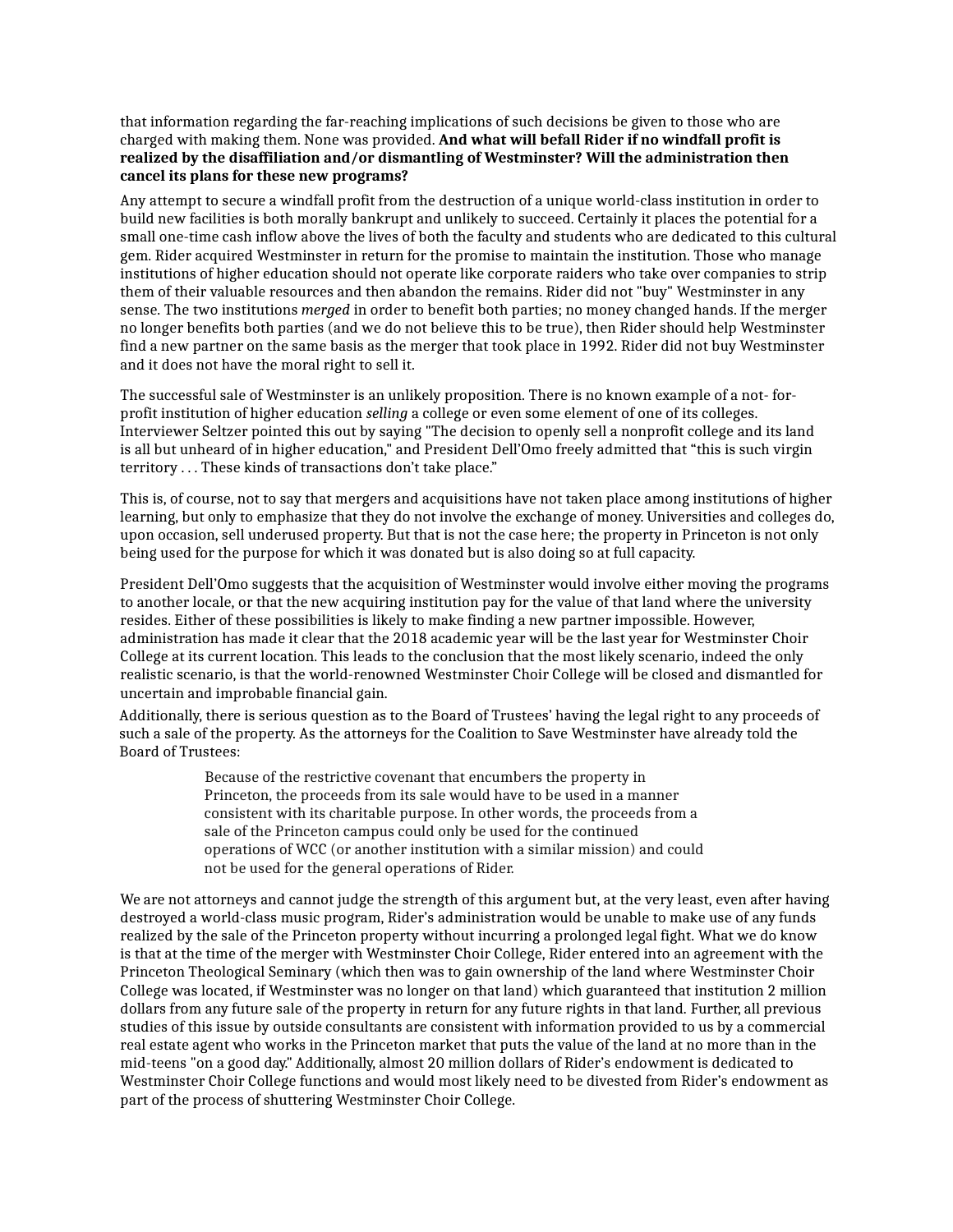that information regarding the far-reaching implications of such decisions be given to those who are charged with making them. None was provided. **And what will befall Rider if no windfall profit is realized by the disaffiliation and/or dismantling of Westminster? Will the administration then cancel its plans for these new programs?**

Any attempt to secure a windfall profit from the destruction of a unique world-class institution in order to build new facilities is both morally bankrupt and unlikely to succeed. Certainly it places the potential for a small one-time cash inflow above the lives of both the faculty and students who are dedicated to this cultural gem. Rider acquired Westminster in return for the promise to maintain the institution. Those who manage institutions of higher education should not operate like corporate raiders who take over companies to strip them of their valuable resources and then abandon the remains. Rider did not "buy" Westminster in any sense. The two institutions *merged* in order to benefit both parties; no money changed hands. If the merger no longer benefits both parties (and we do not believe this to be true), then Rider should help Westminster find a new partner on the same basis as the merger that took place in 1992. Rider did not buy Westminster and it does not have the moral right to sell it.

The successful sale of Westminster is an unlikely proposition. There is no known example of a not- for-profit institution of higher education *selling* a college or even some element of one of its colleges. Interviewer Seltzer pointed this out by saying "The decision to openly sell a nonprofit college and its land is all but unheard of in higher education," and President Dell'Omo freely admitted that "this is such virgin territory . . . These kinds of transactions don't take place."

This is, of course, not to say that mergers and acquisitions have not taken place among institutions of higher learning, but only to emphasize that they do not involve the exchange of money. Universities and colleges do, upon occasion, sell underused property. But that is not the case here; the property in Princeton is not only being used for the purpose for which it was donated but is also doing so at full capacity.

President Dell'Omo suggests that the acquisition of Westminster would involve either moving the programs to another locale, or that the new acquiring institution pay for the value of that land where the university resides. Either of these possibilities is likely to make finding a new partner impossible. However, administration has made it clear that the 2018 academic year will be the last year for Westminster Choir College at its current location. This leads to the conclusion that the most likely scenario, indeed the only realistic scenario, is that the world-renowned Westminster Choir College will be closed and dismantled for uncertain and improbable financial gain.

Additionally, there is serious question as to the Board of Trustees' having the legal right to any proceeds of such a sale of the property. As the attorneys for the Coalition to Save Westminster have already told the Board of Trustees:

> Because of the restrictive covenant that encumbers the property in Princeton, the proceeds from its sale would have to be used in a manner consistent with its charitable purpose. In other words, the proceeds from a sale of the Princeton campus could only be used for the continued operations of WCC (or another institution with a similar mission) and could not be used for the general operations of Rider.

We are not attorneys and cannot judge the strength of this argument but, at the very least, even after having destroyed a world-class music program, Rider's administration would be unable to make use of any funds realized by the sale of the Princeton property without incurring a prolonged legal fight. What we do know is that at the time of the merger with Westminster Choir College, Rider entered into an agreement with the Princeton Theological Seminary (which then was to gain ownership of the land where Westminster Choir College was located, if Westminster was no longer on that land) which guaranteed that institution 2 million dollars from any future sale of the property in return for any future rights in that land. Further, all previous studies of this issue by outside consultants are consistent with information provided to us by a commercial real estate agent who works in the Princeton market that puts the value of the land at no more than in the mid-teens "on a good day." Additionally, almost 20 million dollars of Rider's endowment is dedicated to Westminster Choir College functions and would most likely need to be divested from Rider's endowment as part of the process of shuttering Westminster Choir College.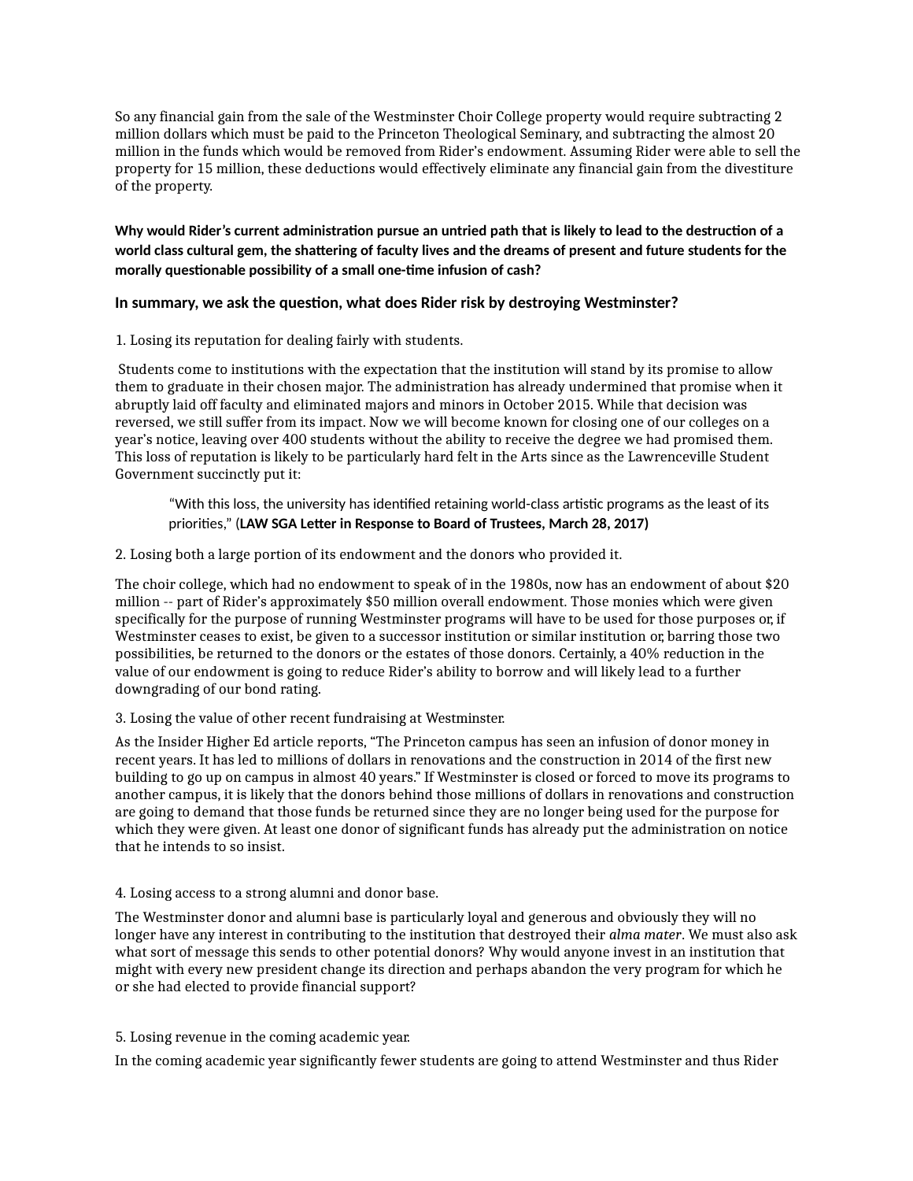So any financial gain from the sale of the Westminster Choir College property would require subtracting 2 million dollars which must be paid to the Princeton Theological Seminary, and subtracting the almost 20 million in the funds which would be removed from Rider's endowment. Assuming Rider were able to sell the property for 15 million, these deductions would effectively eliminate any financial gain from the divestiture of the property.

**Why would Rider's current administration pursue an untried path that is likely to lead to the destruction of a world class cultural gem, the shattering of faculty lives and the dreams of present and future students for the morally questionable possibility of a small one-time infusion of cash?**

### In summary, we ask the question, what does Rider risk by destroying Westminster?

1. Losing its reputation for dealing fairly with students.

Students come to institutions with the expectation that the institution will stand by its promise to allow them to graduate in their chosen major. The administration has already undermined that promise when it abruptly laid off faculty and eliminated majors and minors in October 2015. While that decision was reversed, we still suffer from its impact. Now we will become known for closing one of our colleges on a year's notice, leaving over 400 students without the ability to receive the degree we had promised them. This loss of reputation is likely to be particularly hard felt in the Arts since as the Lawrenceville Student Government succinctly put it:

> "With this loss, the university has identified retaining world-class artistic programs as the least of its priorities," (**LAW SGA Letter in Response to Board of Trustees, March 28, 2017)**

2. Losing both a large portion of its endowment and the donors who provided it.

The choir college, which had no endowment to speak of in the 1980s, now has an endowment of about $20 million -- part of Rider's approximately $50 million overall endowment. Those monies which were given specifically for the purpose of running Westminster programs will have to be used for those purposes or, if Westminster ceases to exist, be given to a successor institution or similar institution or, barring those two possibilities, be returned to the donors or the estates of those donors. Certainly, a 40% reduction in the value of our endowment is going to reduce Rider's ability to borrow and will likely lead to a further downgrading of our bond rating.

3. Losing the value of other recent fundraising at Westminster.

As the Insider Higher Ed article reports, "The Princeton campus has seen an infusion of donor money in recent years. It has led to millions of dollars in renovations and the construction in 2014 of the first new building to go up on campus in almost 40 years." If Westminster is closed or forced to move its programs to another campus, it is likely that the donors behind those millions of dollars in renovations and construction are going to demand that those funds be returned since they are no longer being used for the purpose for which they were given. At least one donor of significant funds has already put the administration on notice that he intends to so insist.

4. Losing access to a strong alumni and donor base.

The Westminster donor and alumni base is particularly loyal and generous and obviously they will no longer have any interest in contributing to the institution that destroyed their *alma mater*. We must also ask what sort of message this sends to other potential donors? Why would anyone invest in an institution that might with every new president change its direction and perhaps abandon the very program for which he or she had elected to provide financial support?

5. Losing revenue in the coming academic year.

In the coming academic year significantly fewer students are going to attend Westminster and thus Rider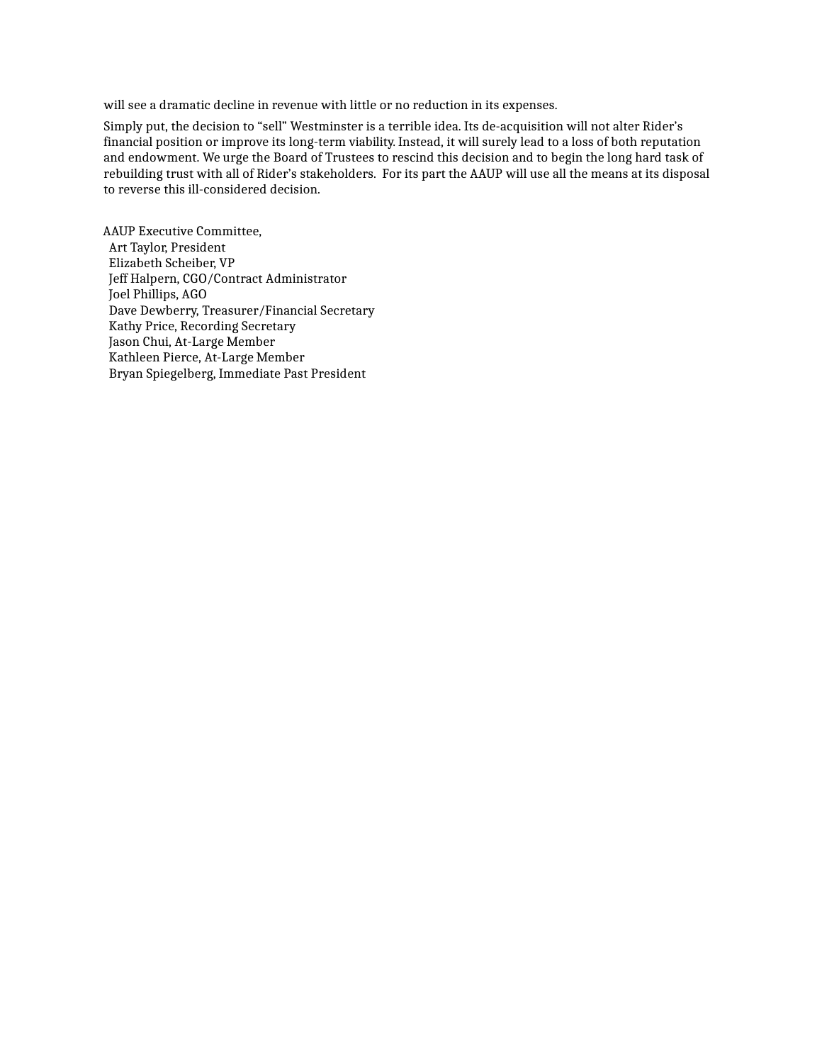will see a dramatic decline in revenue with little or no reduction in its expenses.

Simply put, the decision to “sell” Westminster is a terrible idea. Its de-acquisition will not alter Rider’s financial position or improve its long-term viability. Instead, it will surely lead to a loss of both reputation and endowment. We urge the Board of Trustees to rescind this decision and to begin the long hard task of rebuilding trust with all of Rider’s stakeholders. For its part the AAUP will use all the means at its disposal to reverse this ill-considered decision.

AAUP Executive Committee,
Art Taylor, President
Elizabeth Scheiber, VP
Jeff Halpern, CGO/Contract Administrator
Joel Phillips, AGO
Dave Dewberry, Treasurer/Financial Secretary
Kathy Price, Recording Secretary
Jason Chui, At-Large Member
Kathleen Pierce, At-Large Member
Bryan Spiegelberg, Immediate Past President